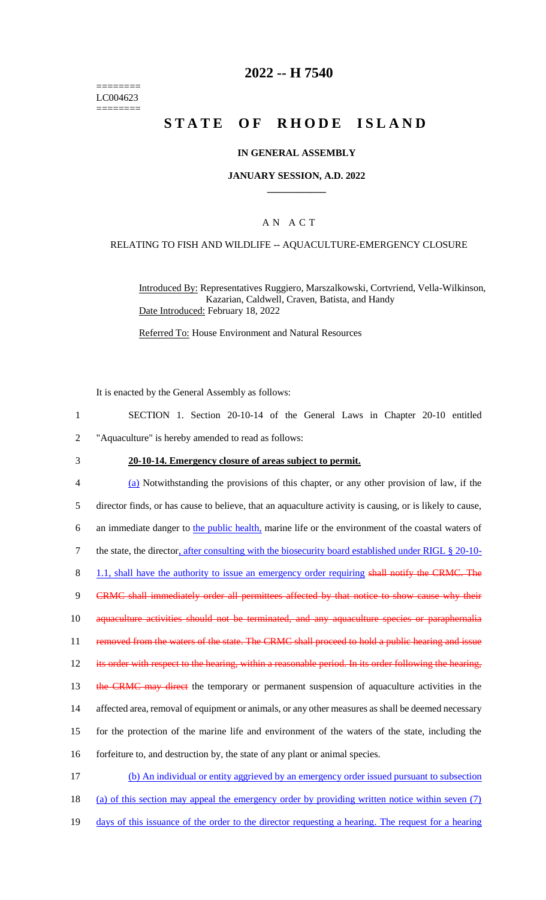========
LC004623
========

# 2022 -- H 7540

# STATE OF RHODE ISLAND

## IN GENERAL ASSEMBLY

### JANUARY SESSION, A.D. 2022

### A N A C T

RELATING TO FISH AND WILDLIFE -- AQUACULTURE-EMERGENCY CLOSURE

Introduced By: Representatives Ruggiero, Marszalkowski, Cortvriend, Vella-Wilkinson, Kazarian, Caldwell, Craven, Batista, and Handy

Date Introduced: February 18, 2022

Referred To: House Environment and Natural Resources

It is enacted by the General Assembly as follows:

1 SECTION 1. Section 20-10-14 of the General Laws in Chapter 20-10 entitled
2 "Aquaculture" is hereby amended to read as follows:

3 **20-10-14. Emergency closure of areas subject to permit.**

4 (a) Notwithstanding the provisions of this chapter, or any other provision of law, if the
5 director finds, or has cause to believe, that an aquaculture activity is causing, or is likely to cause,
6 an immediate danger to the public health, marine life or the environment of the coastal waters of
7 the state, the director, after consulting with the biosecurity board established under RIGL § 20-10-
8 1.1, shall have the authority to issue an emergency order requiring ~~shall notify the CRMC. The~~
9 ~~CRMC shall immediately order all permittees affected by that notice to show cause why their~~
10 ~~aquaculture activities should not be terminated, and any aquaculture species or paraphernalia~~
11 ~~removed from the waters of the state. The CRMC shall proceed to hold a public hearing and issue~~
12 ~~its order with respect to the hearing, within a reasonable period. In its order following the hearing,~~
13 ~~the CRMC may direct~~ the temporary or permanent suspension of aquaculture activities in the
14 affected area, removal of equipment or animals, or any other measures as shall be deemed necessary
15 for the protection of the marine life and environment of the waters of the state, including the
16 forfeiture to, and destruction by, the state of any plant or animal species.

17 (b) An individual or entity aggrieved by an emergency order issued pursuant to subsection
18 (a) of this section may appeal the emergency order by providing written notice within seven (7)
19 days of this issuance of the order to the director requesting a hearing. The request for a hearing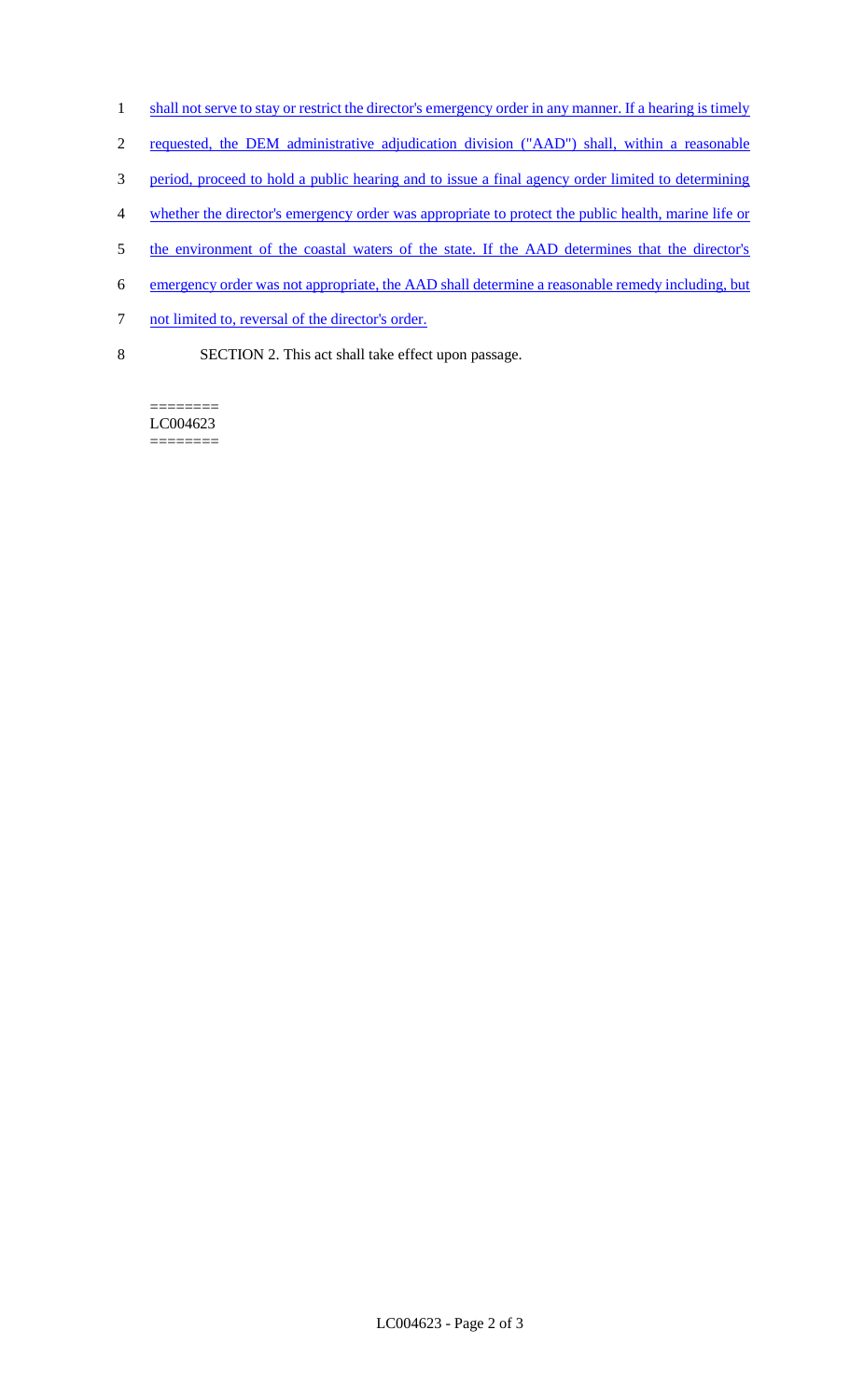shall not serve to stay or restrict the director's emergency order in any manner. If a hearing is timely requested, the DEM administrative adjudication division ("AAD") shall, within a reasonable period, proceed to hold a public hearing and to issue a final agency order limited to determining whether the director's emergency order was appropriate to protect the public health, marine life or the environment of the coastal waters of the state. If the AAD determines that the director's emergency order was not appropriate, the AAD shall determine a reasonable remedy including, but not limited to, reversal of the director's order.

SECTION 2. This act shall take effect upon passage.

========
LC004623
========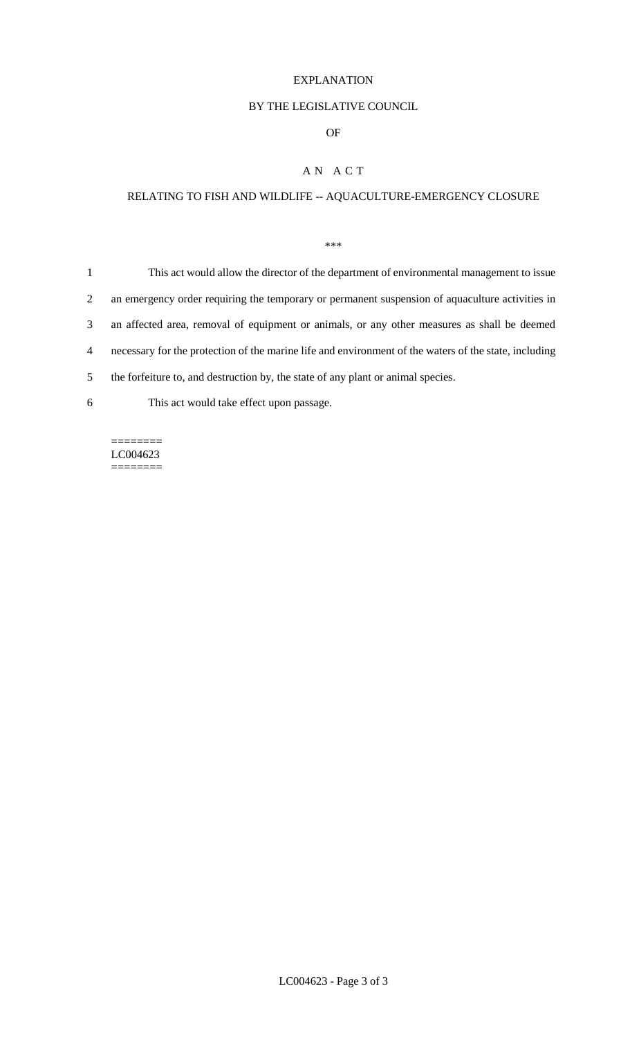EXPLANATION

BY THE LEGISLATIVE COUNCIL

OF

A N A C T

RELATING TO FISH AND WILDLIFE -- AQUACULTURE-EMERGENCY CLOSURE

\*\*\*

1 This act would allow the director of the department of environmental management to issue
2 an emergency order requiring the temporary or permanent suspension of aquaculture activities in
3 an affected area, removal of equipment or animals, or any other measures as shall be deemed
4 necessary for the protection of the marine life and environment of the waters of the state, including
5 the forfeiture to, and destruction by, the state of any plant or animal species.
6 This act would take effect upon passage.

========
LC004623
========